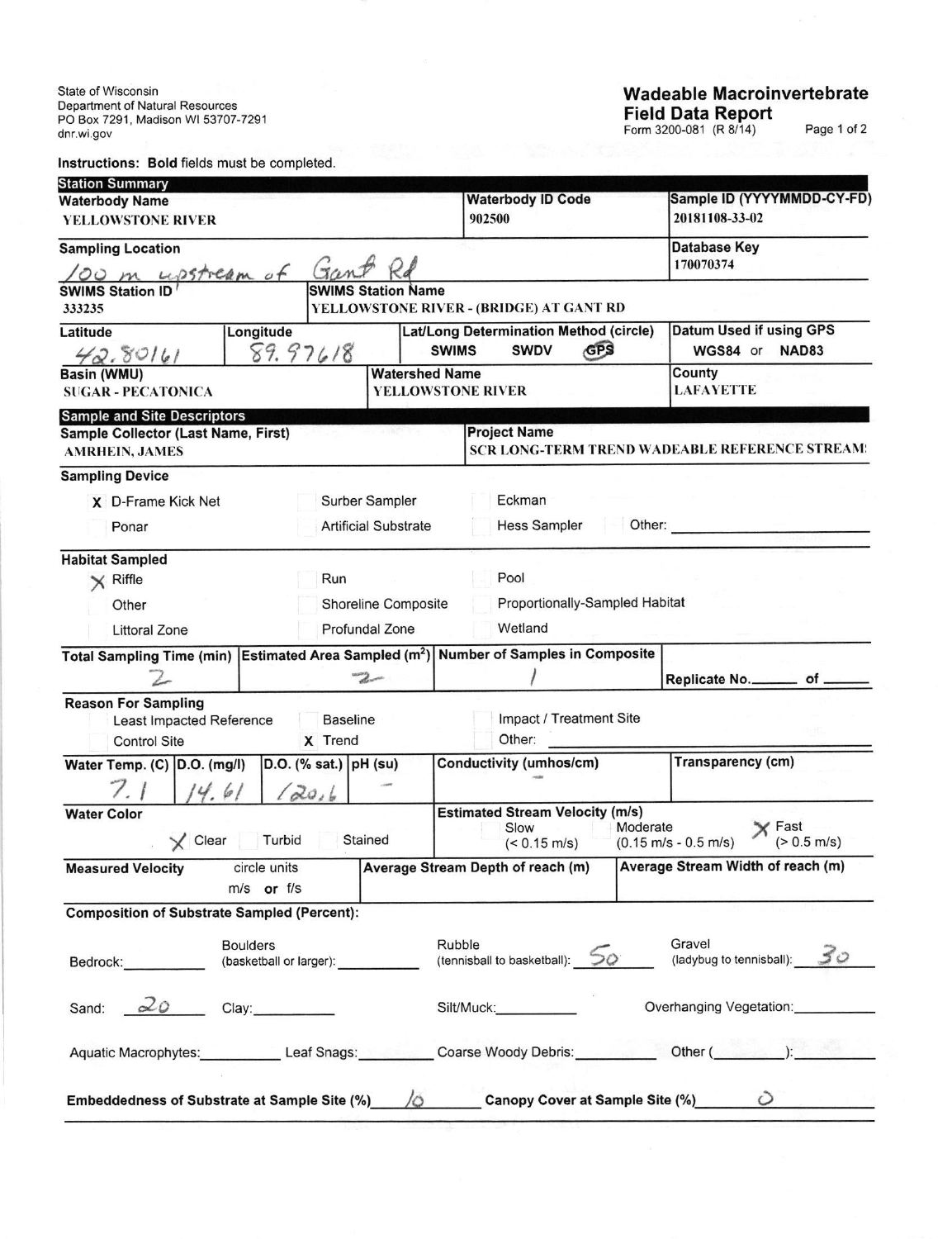State of Wisconsin
Department of Natural Resources
PO Box 7291, Madison WI 53707-7291
dnr.wi.gov

# Wadeable Macroinvertebrate Field Data Report

Form 3200-081 (R 8/14)

Instructions: **Bold** fields must be completed.

## Station Summary

| **Waterbody Name** | **Waterbody ID Code** | **Sample ID (YYYYMMDD-CY-FD)** |
|---|---|---|
| YELLOWSTONE RIVER | 902500 | 20181108-33-02 |

| **Sampling Location** | **Database Key** |
|---|---|
| 100 m upstream of Gant Rd | 170070374 |

| **SWIMS Station ID** | **SWIMS Station Name** |
|---|---|
| 333235 | YELLOWSTONE RIVER - (BRIDGE) AT GANT RD |

| **Latitude** | **Longitude** | **Lat/Long Determination Method (circle)** | **Datum Used if using GPS** |
|---|---|---|---|
| 42.80161 | 89.97618 | SWIMS SWDV (GPS) | WGS84 or NAD83 |

| **Basin (WMU)** | **Watershed Name** | **County** |
|---|---|---|
| SUGAR - PECATONICA | YELLOWSTONE RIVER | LAFAYETTE |

## Sample and Site Descriptors

| **Sample Collector (Last Name, First)** | **Project Name** |
|---|---|
| AMRHEIN, JAMES | SCR LONG-TERM TREND WADEABLE REFERENCE STREAM: |

**Sampling Device**

- X D-Frame Kick Net
- Surber Sampler
- Eckman
- Ponar
- Artificial Substrate
- Hess Sampler
- Other: ______

**Habitat Sampled**

- X Riffle
- Run
- Pool
- Other
- Shoreline Composite
- Proportionally-Sampled Habitat
- Littoral Zone
- Profundal Zone
- Wetland

| **Total Sampling Time (min)** | **Estimated Area Sampled (m$^2$)** | **Number of Samples in Composite** | Replicate No. ___ of ___ |
|---|---|---|---|
| 2 | 2 | 1 | |

**Reason For Sampling**

- Least Impacted Reference
- Baseline
- Impact / Treatment Site
- Control Site
- X Trend
- Other: ______

| **Water Temp. (C)** | **D.O. (mg/l)** | **D.O. (% sat.)** | **pH (su)** | **Conductivity (umhos/cm)** | **Transparency (cm)** |
|---|---|---|---|---|---|
| 7.1 | 14.61 | 120.6 | - | - | |

**Water Color**: X Clear / Turbid / Stained

**Estimated Stream Velocity (m/s)**: Slow (< 0.15 m/s) / Moderate (0.15 m/s - 0.5 m/s) / X Fast (> 0.5 m/s)

| **Measured Velocity** circle units m/s or f/s | **Average Stream Depth of reach (m)** | **Average Stream Width of reach (m)** |
|---|---|---|
| | | |

**Composition of Substrate Sampled (Percent):**

Bedrock: ______ Boulders (basketball or larger): ______ Rubble (tennisball to basketball): 50 Gravel (ladybug to tennisball): 30

Sand: 20 Clay: ______ Silt/Muck: ______ Overhanging Vegetation: ______

Aquatic Macrophytes: ______ Leaf Snags: ______ Coarse Woody Debris: ______ Other (______): ______

**Embeddedness of Substrate at Sample Site (%)** 10 **Canopy Cover at Sample Site (%)** 0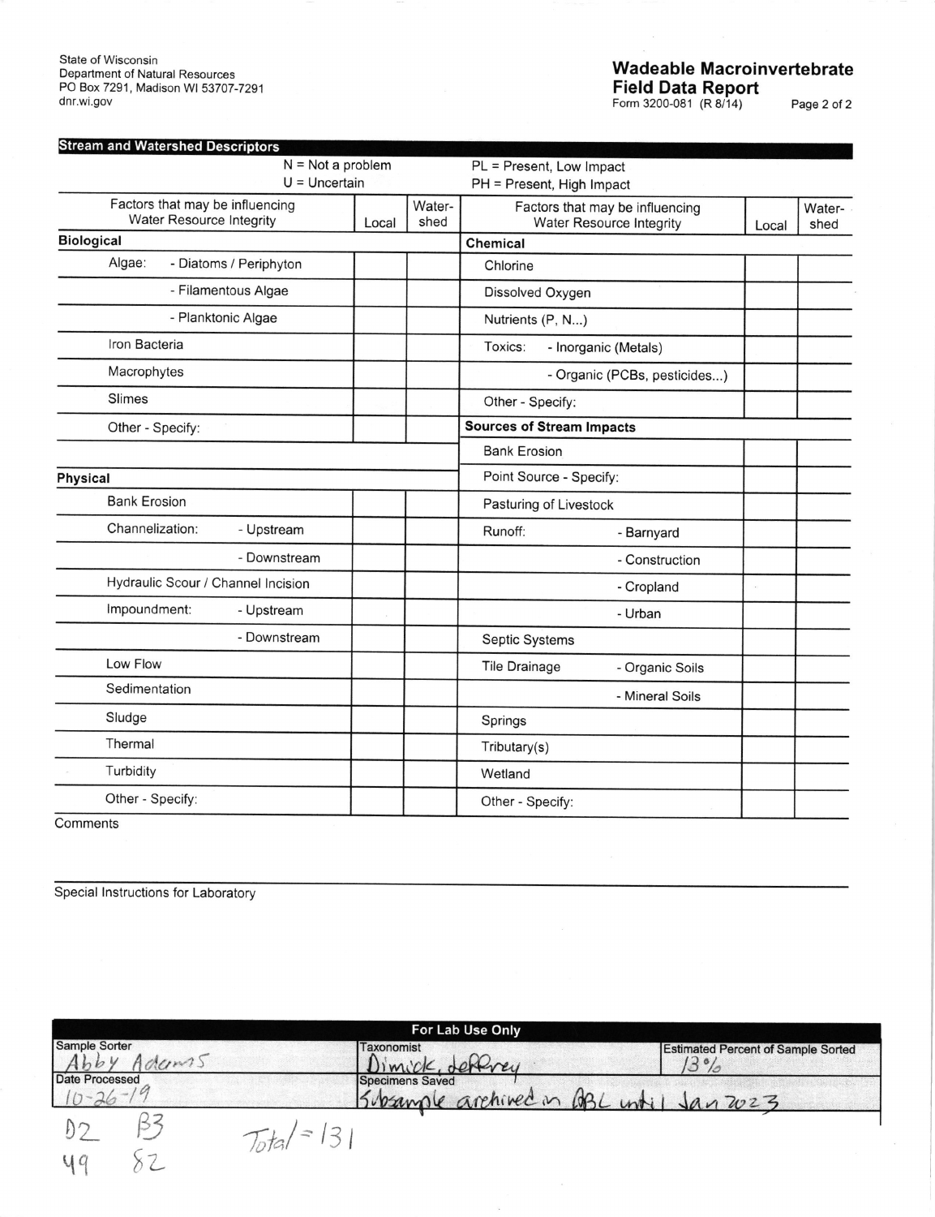State of Wisconsin
Department of Natural Resources
PO Box 7291, Madison WI 53707-7291
dnr.wi.gov

## Wadeable Macroinvertebrate Field Data Report

Form 3200-081 (R 8/14)

### Stream and Watershed Descriptors

N = Not a problem
U = Uncertain
PL = Present, Low Impact
PH = Present, High Impact

| Factors that may be influencing Water Resource Integrity | | Local | Watershed | Factors that may be influencing Water Resource Integrity | | Local | Watershed |
|---|---|---|---|---|---|---|---|
| **Biological** | | | | **Chemical** | | | |
| Algae: | - Diatoms / Periphyton | | | Chlorine | | | |
| | - Filamentous Algae | | | Dissolved Oxygen | | | |
| | - Planktonic Algae | | | Nutrients (P, N...) | | | |
| Iron Bacteria | | | | Toxics: | - Inorganic (Metals) | | |
| Macrophytes | | | | | - Organic (PCBs, pesticides...) | | |
| Slimes | | | | Other - Specify: | | | |
| Other - Specify: | | | | **Sources of Stream Impacts** | | | |
| | | | | Bank Erosion | | | |
| **Physical** | | | | Point Source - Specify: | | | |
| Bank Erosion | | | | Pasturing of Livestock | | | |
| Channelization: | - Upstream | | | Runoff: | - Barnyard | | |
| | - Downstream | | | | - Construction | | |
| Hydraulic Scour / Channel Incision | | | | | - Cropland | | |
| Impoundment: | - Upstream | | | | - Urban | | |
| | - Downstream | | | Septic Systems | | | |
| Low Flow | | | | Tile Drainage | - Organic Soils | | |
| Sedimentation | | | | | - Mineral Soils | | |
| Sludge | | | | Springs | | | |
| Thermal | | | | Tributary(s) | | | |
| Turbidity | | | | Wetland | | | |
| Other - Specify: | | | | Other - Specify: | | | |

Comments

Special Instructions for Laboratory

### For Lab Use Only

| Sample Sorter | Taxonomist | Estimated Percent of Sample Sorted |
|---|---|---|
| Abby Adams | Dimick, Jeffrey | 13% |
| **Date Processed** | **Specimens Saved** | |
| 10-26-19 | Subsample archived in ABL until Jan 2023 | |

D2 B3
49 82

Total = 131